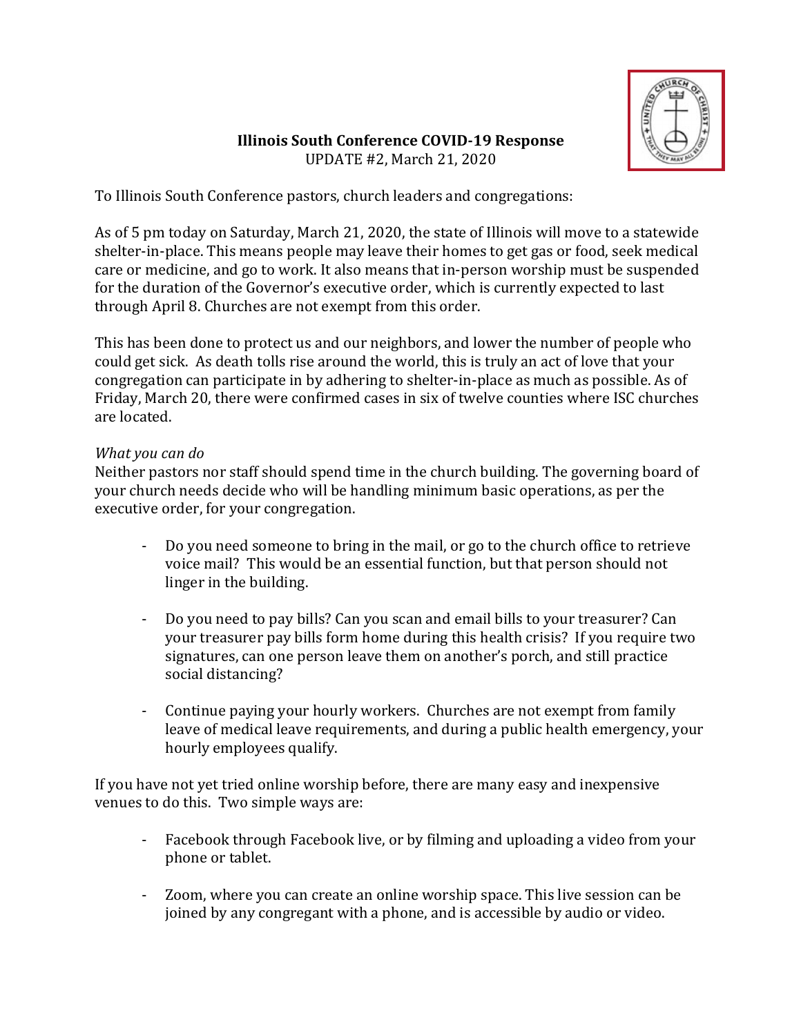**Illinois South Conference COVID-19 Response**
UPDATE #2, March 21, 2020

To Illinois South Conference pastors, church leaders and congregations:

As of 5 pm today on Saturday, March 21, 2020, the state of Illinois will move to a statewide shelter-in-place. This means people may leave their homes to get gas or food, seek medical care or medicine, and go to work. It also means that in-person worship must be suspended for the duration of the Governor's executive order, which is currently expected to last through April 8. Churches are not exempt from this order.

This has been done to protect us and our neighbors, and lower the number of people who could get sick. As death tolls rise around the world, this is truly an act of love that your congregation can participate in by adhering to shelter-in-place as much as possible. As of Friday, March 20, there were confirmed cases in six of twelve counties where ISC churches are located.

*What you can do*

Neither pastors nor staff should spend time in the church building. The governing board of your church needs decide who will be handling minimum basic operations, as per the executive order, for your congregation.

- Do you need someone to bring in the mail, or go to the church office to retrieve voice mail? This would be an essential function, but that person should not linger in the building.
- Do you need to pay bills? Can you scan and email bills to your treasurer? Can your treasurer pay bills form home during this health crisis? If you require two signatures, can one person leave them on another's porch, and still practice social distancing?
- Continue paying your hourly workers. Churches are not exempt from family leave of medical leave requirements, and during a public health emergency, your hourly employees qualify.

If you have not yet tried online worship before, there are many easy and inexpensive venues to do this. Two simple ways are:

- Facebook through Facebook live, or by filming and uploading a video from your phone or tablet.
- Zoom, where you can create an online worship space. This live session can be joined by any congregant with a phone, and is accessible by audio or video.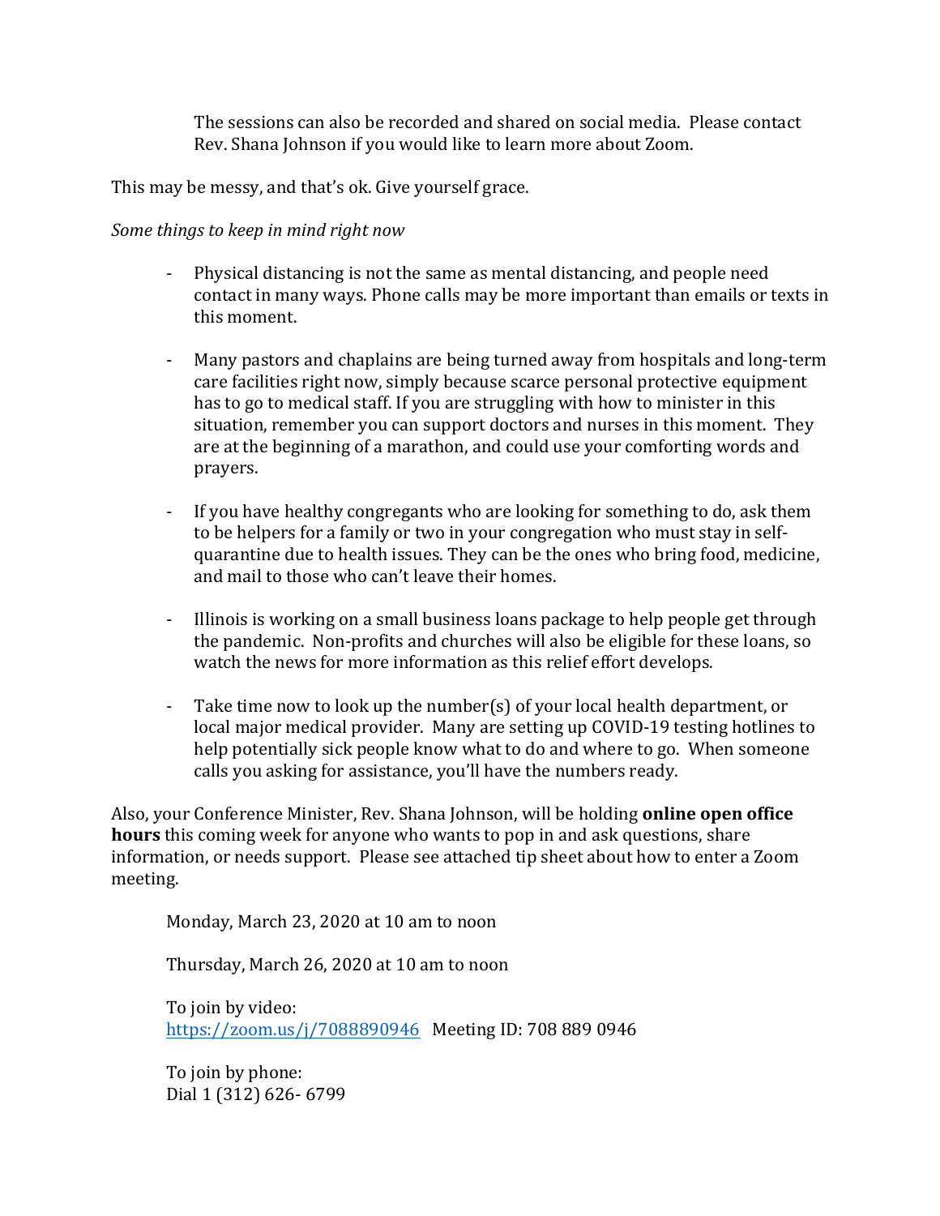The sessions can also be recorded and shared on social media. Please contact Rev. Shana Johnson if you would like to learn more about Zoom.

This may be messy, and that's ok. Give yourself grace.

*Some things to keep in mind right now*

- Physical distancing is not the same as mental distancing, and people need contact in many ways. Phone calls may be more important than emails or texts in this moment.

- Many pastors and chaplains are being turned away from hospitals and long-term care facilities right now, simply because scarce personal protective equipment has to go to medical staff. If you are struggling with how to minister in this situation, remember you can support doctors and nurses in this moment. They are at the beginning of a marathon, and could use your comforting words and prayers.

- If you have healthy congregants who are looking for something to do, ask them to be helpers for a family or two in your congregation who must stay in self-quarantine due to health issues. They can be the ones who bring food, medicine, and mail to those who can't leave their homes.

- Illinois is working on a small business loans package to help people get through the pandemic. Non-profits and churches will also be eligible for these loans, so watch the news for more information as this relief effort develops.

- Take time now to look up the number(s) of your local health department, or local major medical provider. Many are setting up COVID-19 testing hotlines to help potentially sick people know what to do and where to go. When someone calls you asking for assistance, you'll have the numbers ready.

Also, your Conference Minister, Rev. Shana Johnson, will be holding **online open office hours** this coming week for anyone who wants to pop in and ask questions, share information, or needs support. Please see attached tip sheet about how to enter a Zoom meeting.

Monday, March 23, 2020 at 10 am to noon

Thursday, March 26, 2020 at 10 am to noon

To join by video:
https://zoom.us/j/7088890946 Meeting ID: 708 889 0946

To join by phone:
Dial 1 (312) 626- 6799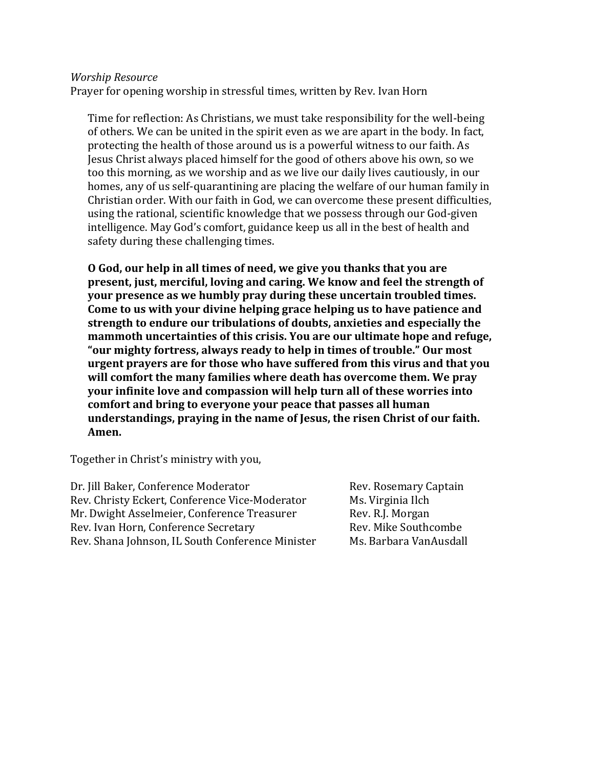*Worship Resource*
Prayer for opening worship in stressful times, written by Rev. Ivan Horn

> Time for reflection: As Christians, we must take responsibility for the well-being of others. We can be united in the spirit even as we are apart in the body. In fact, protecting the health of those around us is a powerful witness to our faith. As Jesus Christ always placed himself for the good of others above his own, so we too this morning, as we worship and as we live our daily lives cautiously, in our homes, any of us self-quarantining are placing the welfare of our human family in Christian order. With our faith in God, we can overcome these present difficulties, using the rational, scientific knowledge that we possess through our God-given intelligence. May God's comfort, guidance keep us all in the best of health and safety during these challenging times.
>
> **O God, our help in all times of need, we give you thanks that you are present, just, merciful, loving and caring. We know and feel the strength of your presence as we humbly pray during these uncertain troubled times. Come to us with your divine helping grace helping us to have patience and strength to endure our tribulations of doubts, anxieties and especially the mammoth uncertainties of this crisis. You are our ultimate hope and refuge, "our mighty fortress, always ready to help in times of trouble." Our most urgent prayers are for those who have suffered from this virus and that you will comfort the many families where death has overcome them. We pray your infinite love and compassion will help turn all of these worries into comfort and bring to everyone your peace that passes all human understandings, praying in the name of Jesus, the risen Christ of our faith. Amen.**

Together in Christ's ministry with you,

Dr. Jill Baker, Conference Moderator
Rev. Christy Eckert, Conference Vice-Moderator
Mr. Dwight Asselmeier, Conference Treasurer
Rev. Ivan Horn, Conference Secretary
Rev. Shana Johnson, IL South Conference Minister
Rev. Rosemary Captain
Ms. Virginia Ilch
Rev. R.J. Morgan
Rev. Mike Southcombe
Ms. Barbara VanAusdall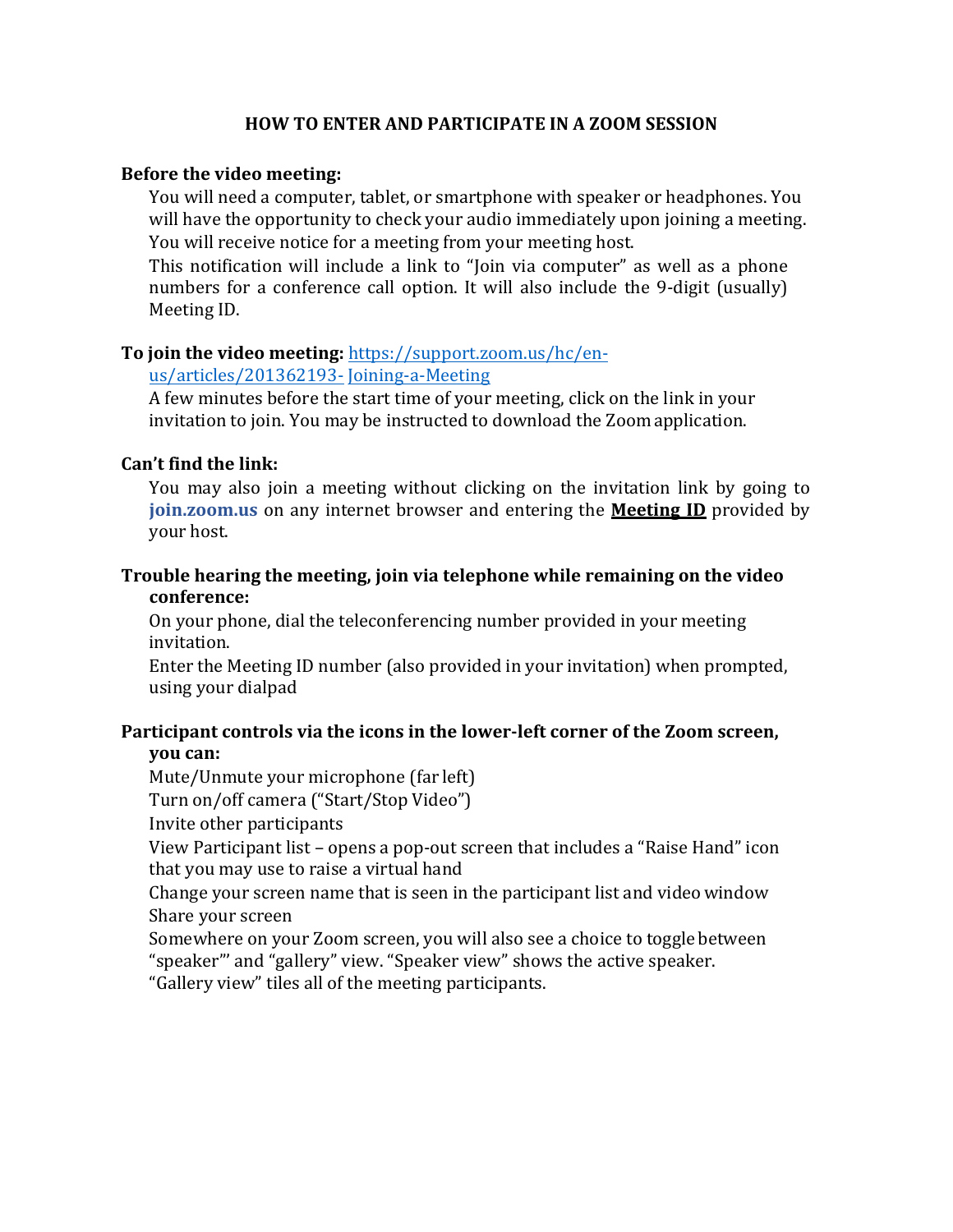**HOW TO ENTER AND PARTICIPATE IN A ZOOM SESSION**

**Before the video meeting:**

You will need a computer, tablet, or smartphone with speaker or headphones. You will have the opportunity to check your audio immediately upon joining a meeting. You will receive notice for a meeting from your meeting host.

This notification will include a link to "Join via computer" as well as a phone numbers for a conference call option. It will also include the 9-digit (usually) Meeting ID.

**To join the video meeting:** [https://support.zoom.us/hc/en-us/articles/201362193- Joining-a-Meeting](https://support.zoom.us/hc/en-us/articles/201362193-Joining-a-Meeting)

A few minutes before the start time of your meeting, click on the link in your invitation to join. You may be instructed to download the Zoom application.

**Can't find the link:**

You may also join a meeting without clicking on the invitation link by going to **join.zoom.us** on any internet browser and entering the **Meeting ID** provided by your host.

**Trouble hearing the meeting, join via telephone while remaining on the video conference:**

On your phone, dial the teleconferencing number provided in your meeting invitation.

Enter the Meeting ID number (also provided in your invitation) when prompted, using your dialpad

**Participant controls via the icons in the lower-left corner of the Zoom screen, you can:**

Mute/Unmute your microphone (far left)

Turn on/off camera ("Start/Stop Video")

Invite other participants

View Participant list – opens a pop-out screen that includes a "Raise Hand" icon that you may use to raise a virtual hand

Change your screen name that is seen in the participant list and video window

Share your screen

Somewhere on your Zoom screen, you will also see a choice to toggle between "speaker"' and "gallery" view. "Speaker view" shows the active speaker. "Gallery view" tiles all of the meeting participants.